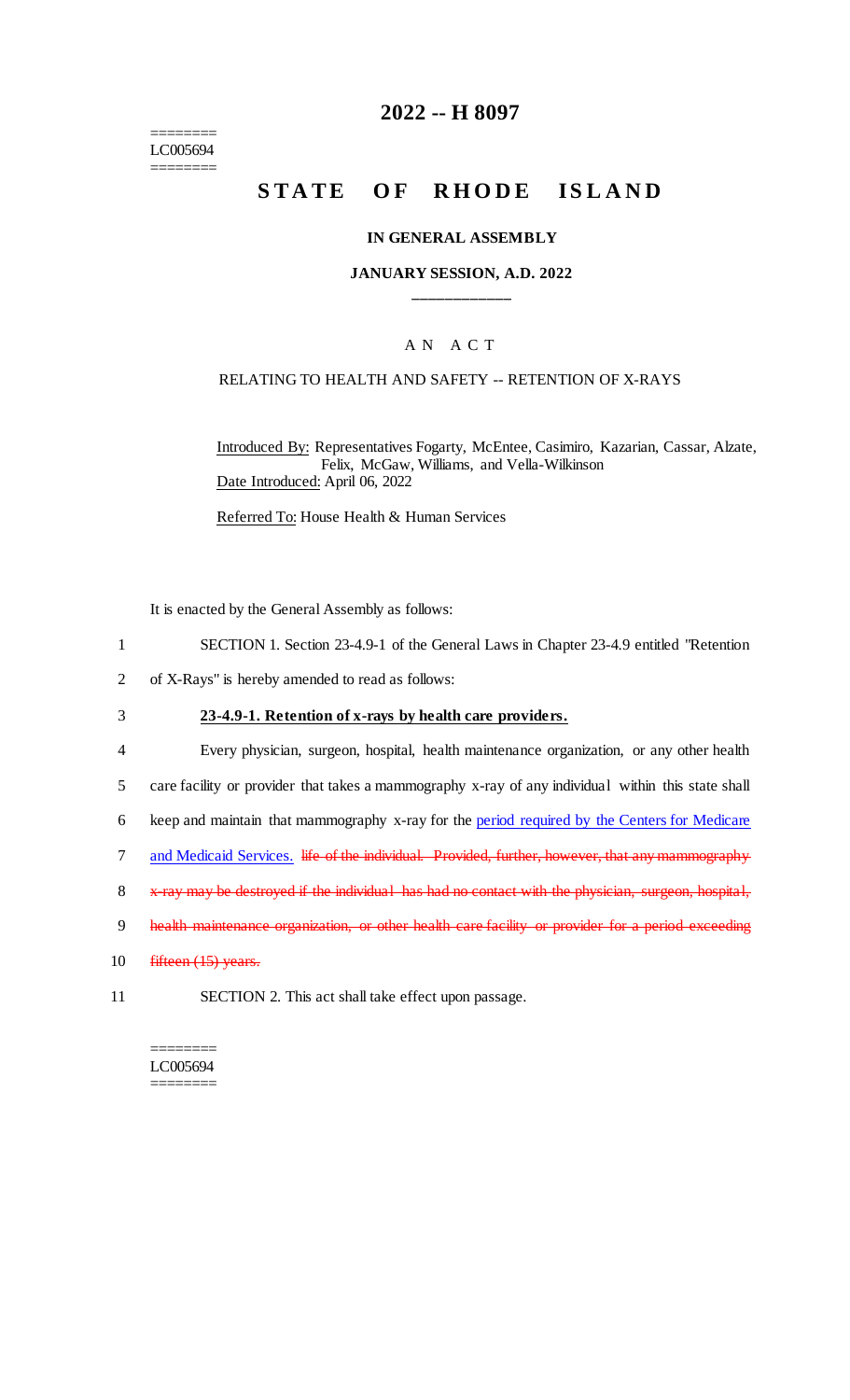========
LC005694
========

# 2022 -- H 8097

# STATE OF RHODE ISLAND

**IN GENERAL ASSEMBLY**

**JANUARY SESSION, A.D. 2022**

\_\_\_\_\_\_\_\_\_\_\_\_

A N A C T

RELATING TO HEALTH AND SAFETY -- RETENTION OF X-RAYS

Introduced By: Representatives Fogarty, McEntee, Casimiro, Kazarian, Cassar, Alzate, Felix, McGaw, Williams, and Vella-Wilkinson

Date Introduced: April 06, 2022

Referred To: House Health & Human Services

It is enacted by the General Assembly as follows:

1 SECTION 1. Section 23-4.9-1 of the General Laws in Chapter 23-4.9 entitled "Retention
2 of X-Rays" is hereby amended to read as follows:

3 **23-4.9-1. Retention of x-rays by health care providers.**

4 Every physician, surgeon, hospital, health maintenance organization, or any other health
5 care facility or provider that takes a mammography x-ray of any individual within this state shall
6 keep and maintain that mammography x-ray for the <u>period required by the Centers for Medicare</u>
7 <u>and Medicaid Services.</u> ~~life of the individual. Provided, further, however, that any mammography~~
8 ~~x-ray may be destroyed if the individual has had no contact with the physician, surgeon, hospital,~~
9 ~~health maintenance organization, or other health care facility or provider for a period exceeding~~
10 ~~fifteen (15) years.~~

11 SECTION 2. This act shall take effect upon passage.

========
LC005694
========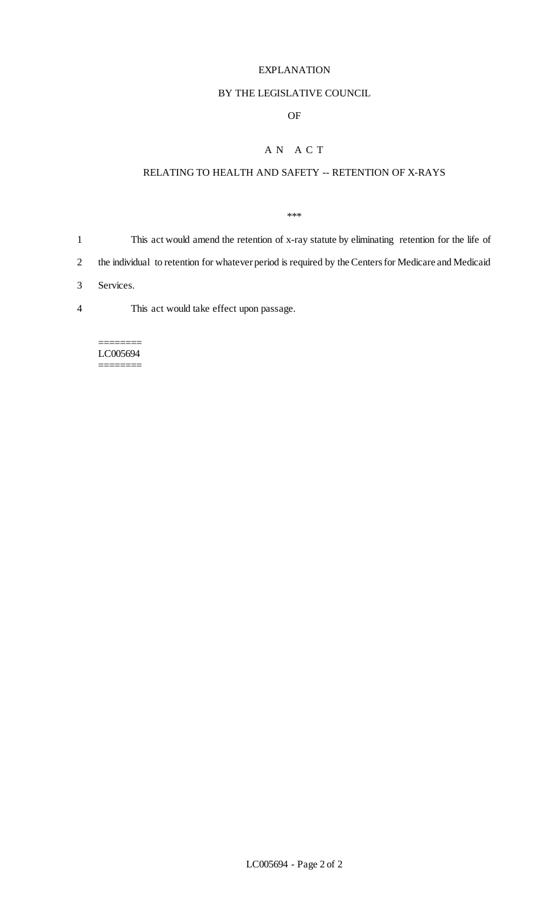EXPLANATION

BY THE LEGISLATIVE COUNCIL

OF

A N A C T

RELATING TO HEALTH AND SAFETY -- RETENTION OF X-RAYS

\*\*\*

1 This act would amend the retention of x-ray statute by eliminating retention for the life of

2 the individual to retention for whatever period is required by the Centers for Medicare and Medicaid

3 Services.

4 This act would take effect upon passage.

========
LC005694
========